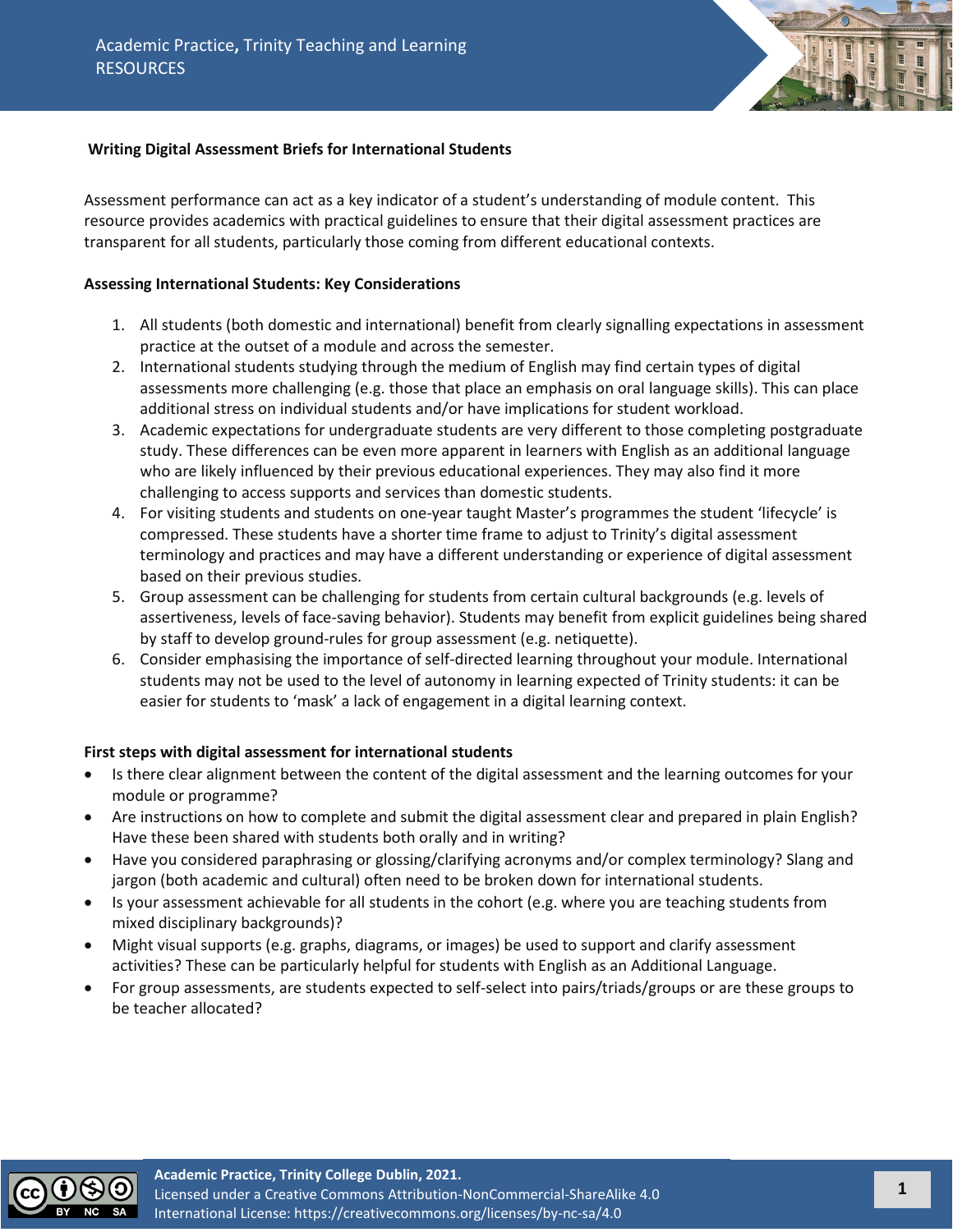**Writing Digital Assessment Briefs for International Students**

Assessment performance can act as a key indicator of a student's understanding of module content. This resource provides academics with practical guidelines to ensure that their digital assessment practices are transparent for all students, particularly those coming from different educational contexts.

**Assessing International Students: Key Considerations**

1. All students (both domestic and international) benefit from clearly signalling expectations in assessment practice at the outset of a module and across the semester.
2. International students studying through the medium of English may find certain types of digital assessments more challenging (e.g. those that place an emphasis on oral language skills). This can place additional stress on individual students and/or have implications for student workload.
3. Academic expectations for undergraduate students are very different to those completing postgraduate study. These differences can be even more apparent in learners with English as an additional language who are likely influenced by their previous educational experiences. They may also find it more challenging to access supports and services than domestic students.
4. For visiting students and students on one-year taught Master's programmes the student 'lifecycle' is compressed. These students have a shorter time frame to adjust to Trinity's digital assessment terminology and practices and may have a different understanding or experience of digital assessment based on their previous studies.
5. Group assessment can be challenging for students from certain cultural backgrounds (e.g. levels of assertiveness, levels of face-saving behavior). Students may benefit from explicit guidelines being shared by staff to develop ground-rules for group assessment (e.g. netiquette).
6. Consider emphasising the importance of self-directed learning throughout your module. International students may not be used to the level of autonomy in learning expected of Trinity students: it can be easier for students to 'mask' a lack of engagement in a digital learning context.

**First steps with digital assessment for international students**

- Is there clear alignment between the content of the digital assessment and the learning outcomes for your module or programme?
- Are instructions on how to complete and submit the digital assessment clear and prepared in plain English? Have these been shared with students both orally and in writing?
- Have you considered paraphrasing or glossing/clarifying acronyms and/or complex terminology? Slang and jargon (both academic and cultural) often need to be broken down for international students.
- Is your assessment achievable for all students in the cohort (e.g. where you are teaching students from mixed disciplinary backgrounds)?
- Might visual supports (e.g. graphs, diagrams, or images) be used to support and clarify assessment activities? These can be particularly helpful for students with English as an Additional Language.
- For group assessments, are students expected to self-select into pairs/triads/groups or are these groups to be teacher allocated?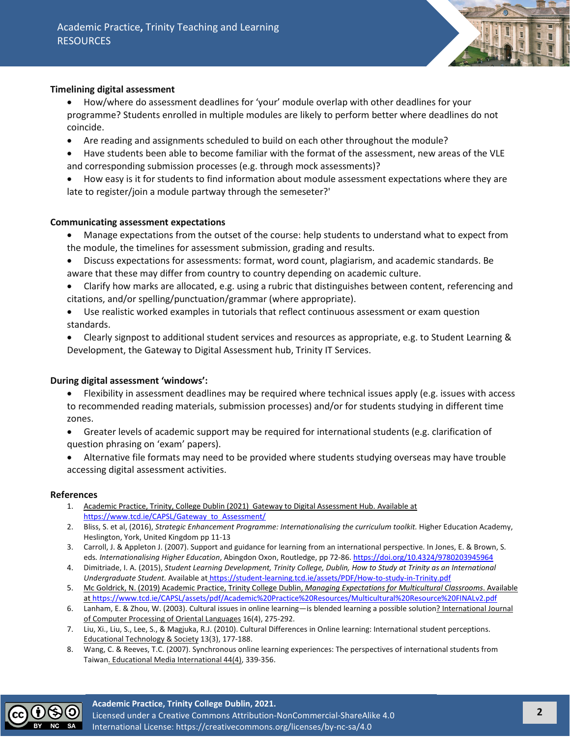**Timelining digital assessment**

- How/where do assessment deadlines for 'your' module overlap with other deadlines for your programme? Students enrolled in multiple modules are likely to perform better where deadlines do not coincide.
- Are reading and assignments scheduled to build on each other throughout the module?
- Have students been able to become familiar with the format of the assessment, new areas of the VLE and corresponding submission processes (e.g. through mock assessments)?
- How easy is it for students to find information about module assessment expectations where they are late to register/join a module partway through the semeseter?'

**Communicating assessment expectations**

- Manage expectations from the outset of the course: help students to understand what to expect from the module, the timelines for assessment submission, grading and results.
- Discuss expectations for assessments: format, word count, plagiarism, and academic standards. Be aware that these may differ from country to country depending on academic culture.
- Clarify how marks are allocated, e.g. using a rubric that distinguishes between content, referencing and citations, and/or spelling/punctuation/grammar (where appropriate).
- Use realistic worked examples in tutorials that reflect continuous assessment or exam question standards.
- Clearly signpost to additional student services and resources as appropriate, e.g. to Student Learning & Development, the Gateway to Digital Assessment hub, Trinity IT Services.

**During digital assessment 'windows':**

- Flexibility in assessment deadlines may be required where technical issues apply (e.g. issues with access to recommended reading materials, submission processes) and/or for students studying in different time zones.
- Greater levels of academic support may be required for international students (e.g. clarification of question phrasing on 'exam' papers).
- Alternative file formats may need to be provided where students studying overseas may have trouble accessing digital assessment activities.

**References**

1. Academic Practice, Trinity, College Dublin (2021) Gateway to Digital Assessment Hub. Available at https://www.tcd.ie/CAPSL/Gateway_to_Assessment/
2. Bliss, S. et al, (2016), *Strategic Enhancement Programme: Internationalising the curriculum toolkit.* Higher Education Academy, Heslington, York, United Kingdom pp 11-13
3. Carroll, J. & Appleton J. (2007). Support and guidance for learning from an international perspective. In Jones, E. & Brown, S. eds. *Internationalising Higher Education*, Abingdon Oxon, Routledge, pp 72-86. https://doi.org/10.4324/9780203945964
4. Dimitriade, I. A. (2015), *Student Learning Development, Trinity College, Dublin, How to Study at Trinity as an International Undergraduate Student.* Available at https://student-learning.tcd.ie/assets/PDF/How-to-study-in-Trinity.pdf
5. Mc Goldrick, N. (2019) Academic Practice, Trinity College Dublin, *Managing Expectations for Multicultural Classrooms.* Available at https://www.tcd.ie/CAPSL/assets/pdf/Academic%20Practice%20Resources/Multicultural%20Resource%20FINALv2.pdf
6. Lanham, E. & Zhou, W. (2003). Cultural issues in online learning—is blended learning a possible solution? International Journal of Computer Processing of Oriental Languages 16(4), 275-292.
7. Liu, Xi., Liu, S., Lee, S., & Magjuka, R.J. (2010). Cultural Differences in Online learning: International student perceptions. Educational Technology & Society 13(3), 177-188.
8. Wang, C. & Reeves, T.C. (2007). Synchronous online learning experiences: The perspectives of international students from Taiwan. Educational Media International 44(4), 339-356.

**Academic Practice, Trinity College Dublin, 2021.**
Licensed under a Creative Commons Attribution-NonCommercial-ShareAlike 4.0 International License: https://creativecommons.org/licenses/by-nc-sa/4.0